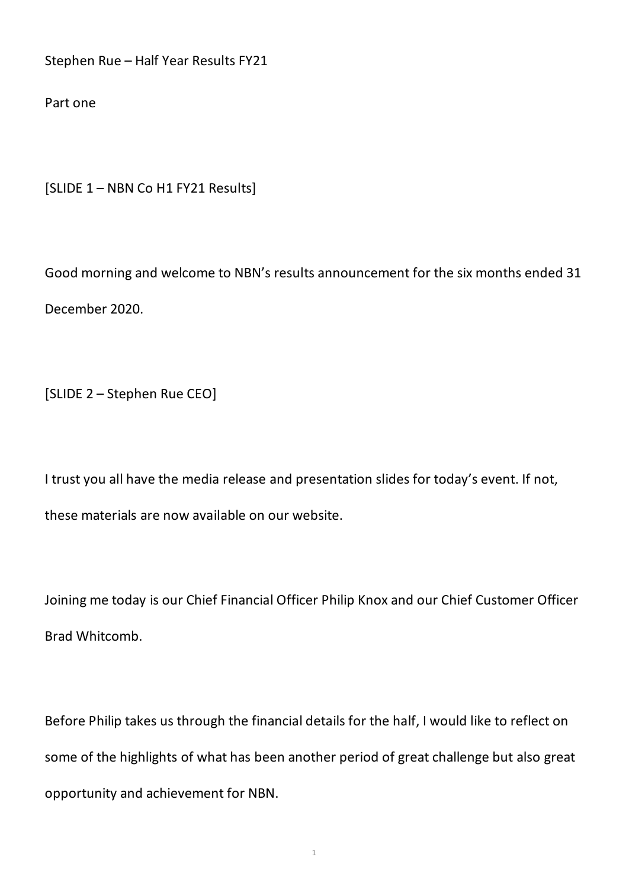Stephen Rue – Half Year Results FY21

Part one

[SLIDE 1 – NBN Co H1 FY21 Results]

Good morning and welcome to NBN's results announcement for the six months ended 31 December 2020.

[SLIDE 2 – Stephen Rue CEO]

I trust you all have the media release and presentation slides for today's event. If not, these materials are now available on our website.

Joining me today is our Chief Financial Officer Philip Knox and our Chief Customer Officer Brad Whitcomb.

Before Philip takes us through the financial details for the half, I would like to reflect on some of the highlights of what has been another period of great challenge but also great opportunity and achievement for NBN.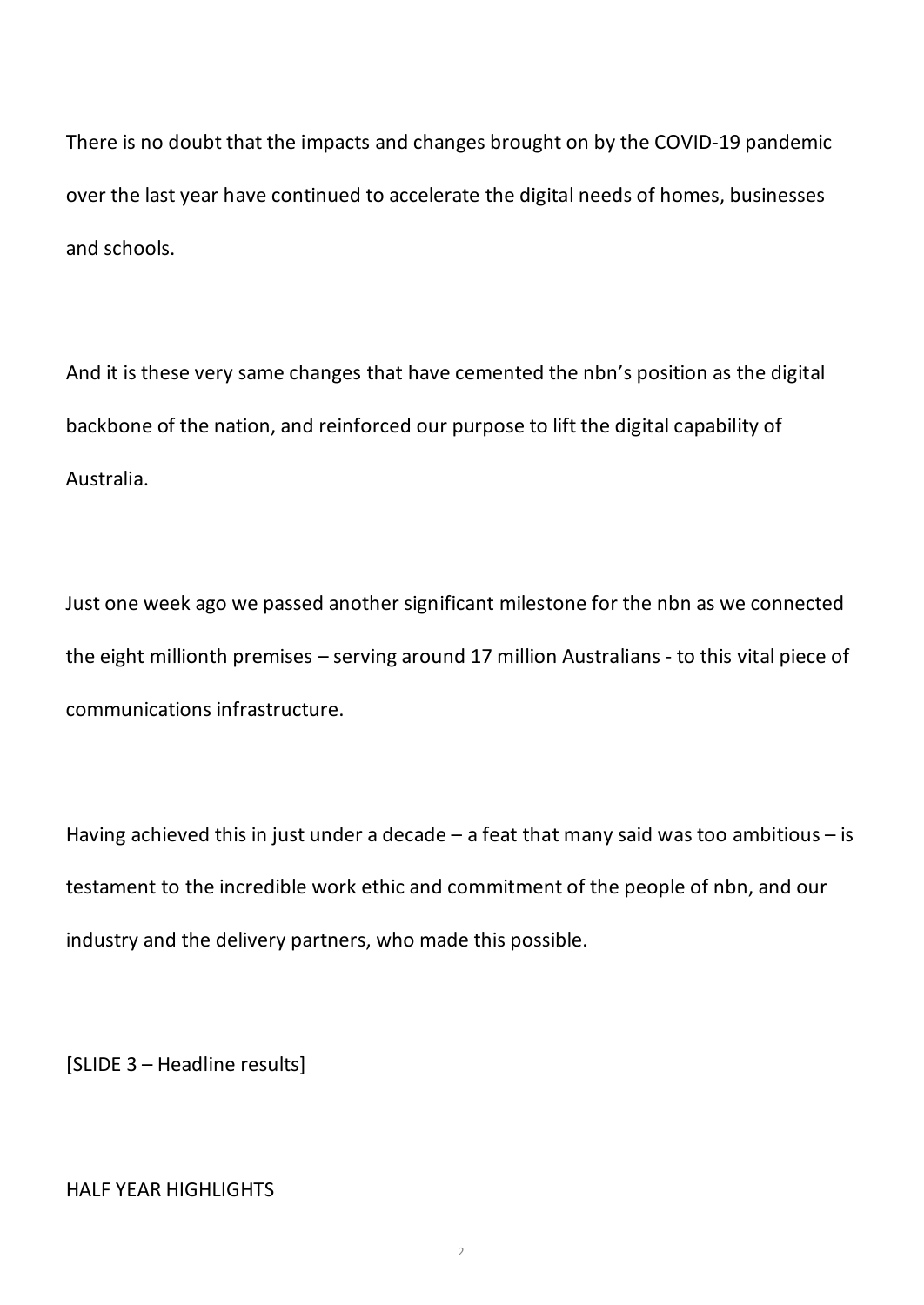There is no doubt that the impacts and changes brought on by the COVID-19 pandemic over the last year have continued to accelerate the digital needs of homes, businesses and schools.

And it is these very same changes that have cemented the nbn's position as the digital backbone of the nation, and reinforced our purpose to lift the digital capability of Australia.

Just one week ago we passed another significant milestone for the nbn as we connected the eight millionth premises – serving around 17 million Australians - to this vital piece of communications infrastructure.

Having achieved this in just under a decade – a feat that many said was too ambitious – is testament to the incredible work ethic and commitment of the people of nbn, and our industry and the delivery partners, who made this possible.

[SLIDE 3 – Headline results]

HALF YEAR HIGHLIGHTS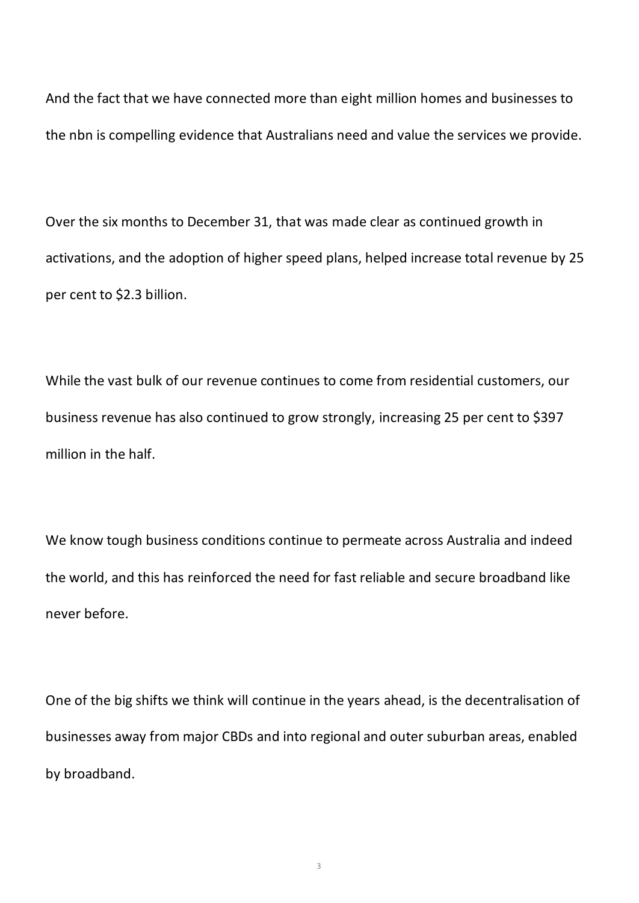And the fact that we have connected more than eight million homes and businesses to the nbn is compelling evidence that Australians need and value the services we provide.

Over the six months to December 31, that was made clear as continued growth in activations, and the adoption of higher speed plans, helped increase total revenue by 25 per cent to $2.3 billion.

While the vast bulk of our revenue continues to come from residential customers, our business revenue has also continued to grow strongly, increasing 25 per cent to $397 million in the half.

We know tough business conditions continue to permeate across Australia and indeed the world, and this has reinforced the need for fast reliable and secure broadband like never before.

One of the big shifts we think will continue in the years ahead, is the decentralisation of businesses away from major CBDs and into regional and outer suburban areas, enabled by broadband.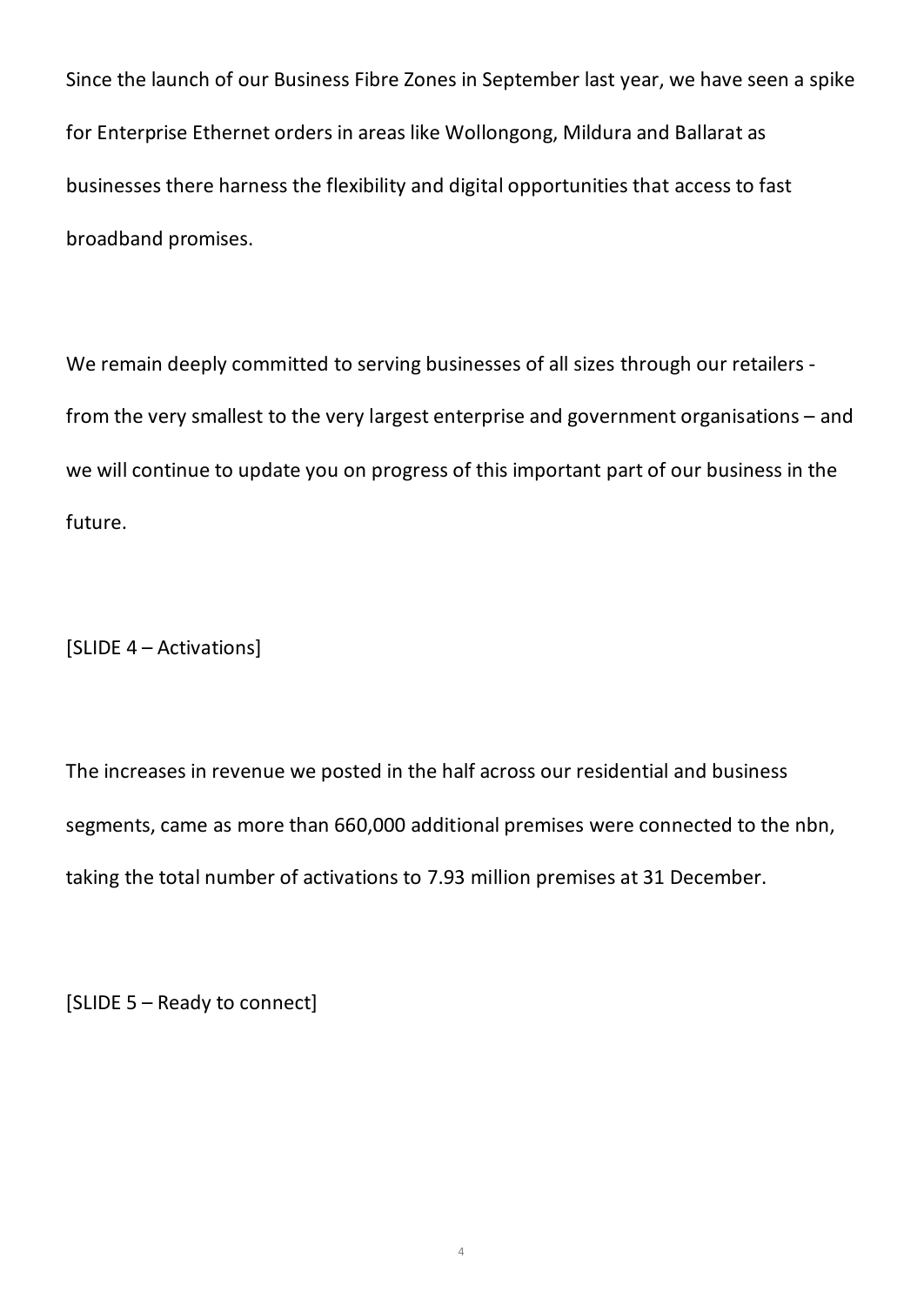Since the launch of our Business Fibre Zones in September last year, we have seen a spike for Enterprise Ethernet orders in areas like Wollongong, Mildura and Ballarat as businesses there harness the flexibility and digital opportunities that access to fast broadband promises.

We remain deeply committed to serving businesses of all sizes through our retailers - from the very smallest to the very largest enterprise and government organisations – and we will continue to update you on progress of this important part of our business in the future.

[SLIDE 4 – Activations]

The increases in revenue we posted in the half across our residential and business segments, came as more than 660,000 additional premises were connected to the nbn, taking the total number of activations to 7.93 million premises at 31 December.

[SLIDE 5 – Ready to connect]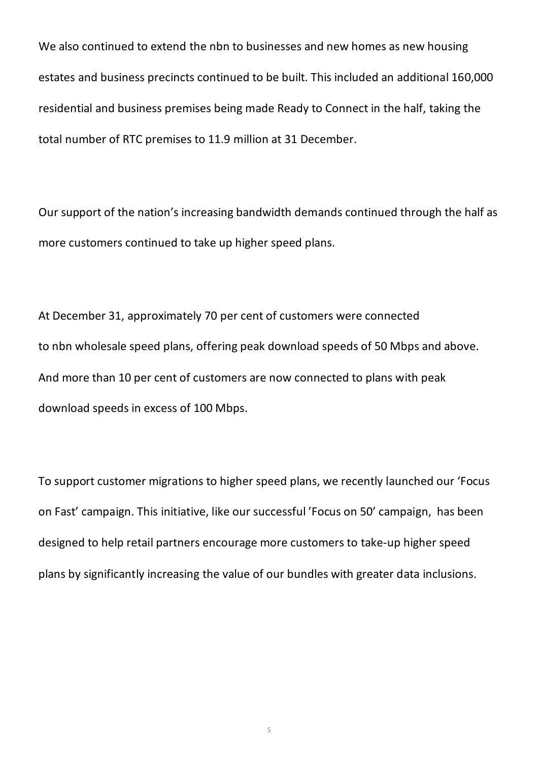We also continued to extend the nbn to businesses and new homes as new housing estates and business precincts continued to be built. This included an additional 160,000 residential and business premises being made Ready to Connect in the half, taking the total number of RTC premises to 11.9 million at 31 December.

Our support of the nation's increasing bandwidth demands continued through the half as more customers continued to take up higher speed plans.

At December 31, approximately 70 per cent of customers were connected to nbn wholesale speed plans, offering peak download speeds of 50 Mbps and above. And more than 10 per cent of customers are now connected to plans with peak download speeds in excess of 100 Mbps.

To support customer migrations to higher speed plans, we recently launched our 'Focus on Fast' campaign. This initiative, like our successful 'Focus on 50' campaign, has been designed to help retail partners encourage more customers to take-up higher speed plans by significantly increasing the value of our bundles with greater data inclusions.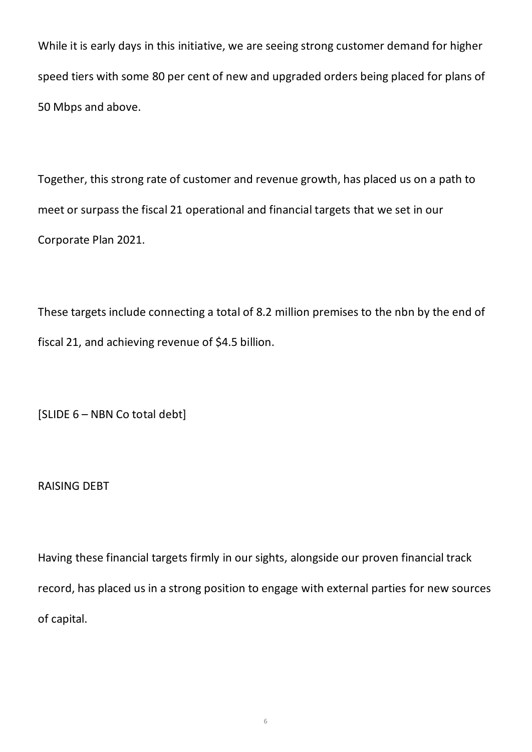While it is early days in this initiative, we are seeing strong customer demand for higher speed tiers with some 80 per cent of new and upgraded orders being placed for plans of 50 Mbps and above.

Together, this strong rate of customer and revenue growth, has placed us on a path to meet or surpass the fiscal 21 operational and financial targets that we set in our Corporate Plan 2021.

These targets include connecting a total of 8.2 million premises to the nbn by the end of fiscal 21, and achieving revenue of $4.5 billion.

[SLIDE 6 – NBN Co total debt]

RAISING DEBT

Having these financial targets firmly in our sights, alongside our proven financial track record, has placed us in a strong position to engage with external parties for new sources of capital.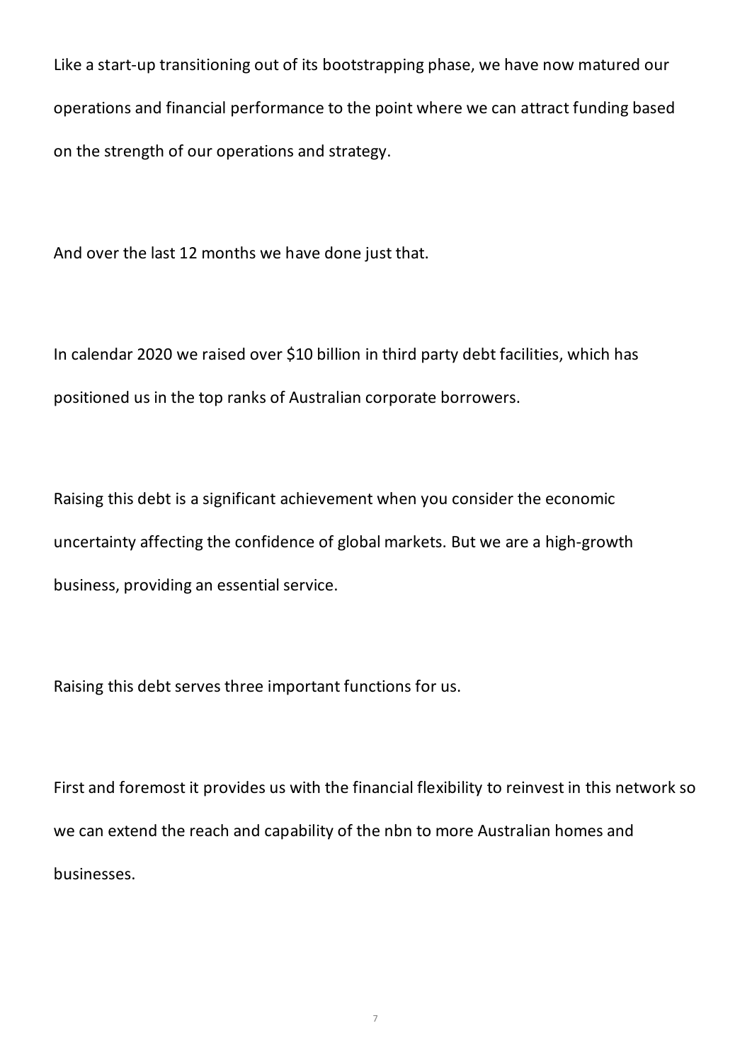Like a start-up transitioning out of its bootstrapping phase, we have now matured our operations and financial performance to the point where we can attract funding based on the strength of our operations and strategy.

And over the last 12 months we have done just that.

In calendar 2020 we raised over $10 billion in third party debt facilities, which has positioned us in the top ranks of Australian corporate borrowers.

Raising this debt is a significant achievement when you consider the economic uncertainty affecting the confidence of global markets. But we are a high-growth business, providing an essential service.

Raising this debt serves three important functions for us.

First and foremost it provides us with the financial flexibility to reinvest in this network so we can extend the reach and capability of the nbn to more Australian homes and businesses.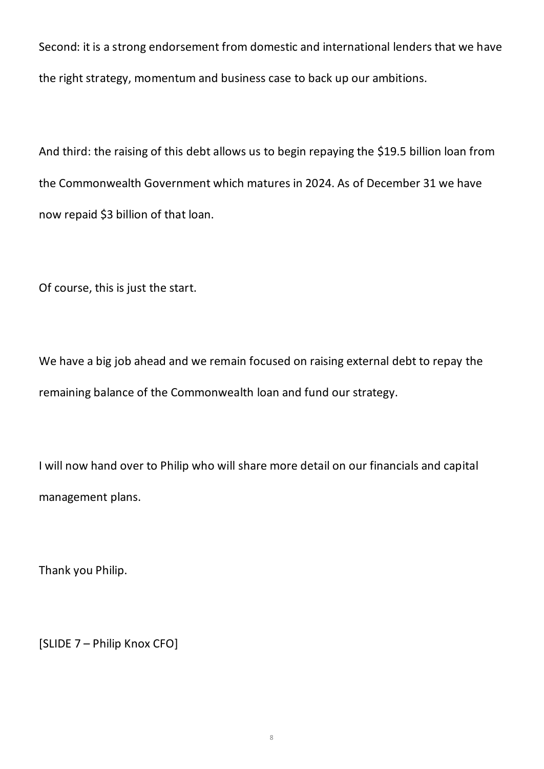Second: it is a strong endorsement from domestic and international lenders that we have the right strategy, momentum and business case to back up our ambitions.

And third: the raising of this debt allows us to begin repaying the $19.5 billion loan from the Commonwealth Government which matures in 2024. As of December 31 we have now repaid $3 billion of that loan.

Of course, this is just the start.

We have a big job ahead and we remain focused on raising external debt to repay the remaining balance of the Commonwealth loan and fund our strategy.

I will now hand over to Philip who will share more detail on our financials and capital management plans.

Thank you Philip.

[SLIDE 7 – Philip Knox CFO]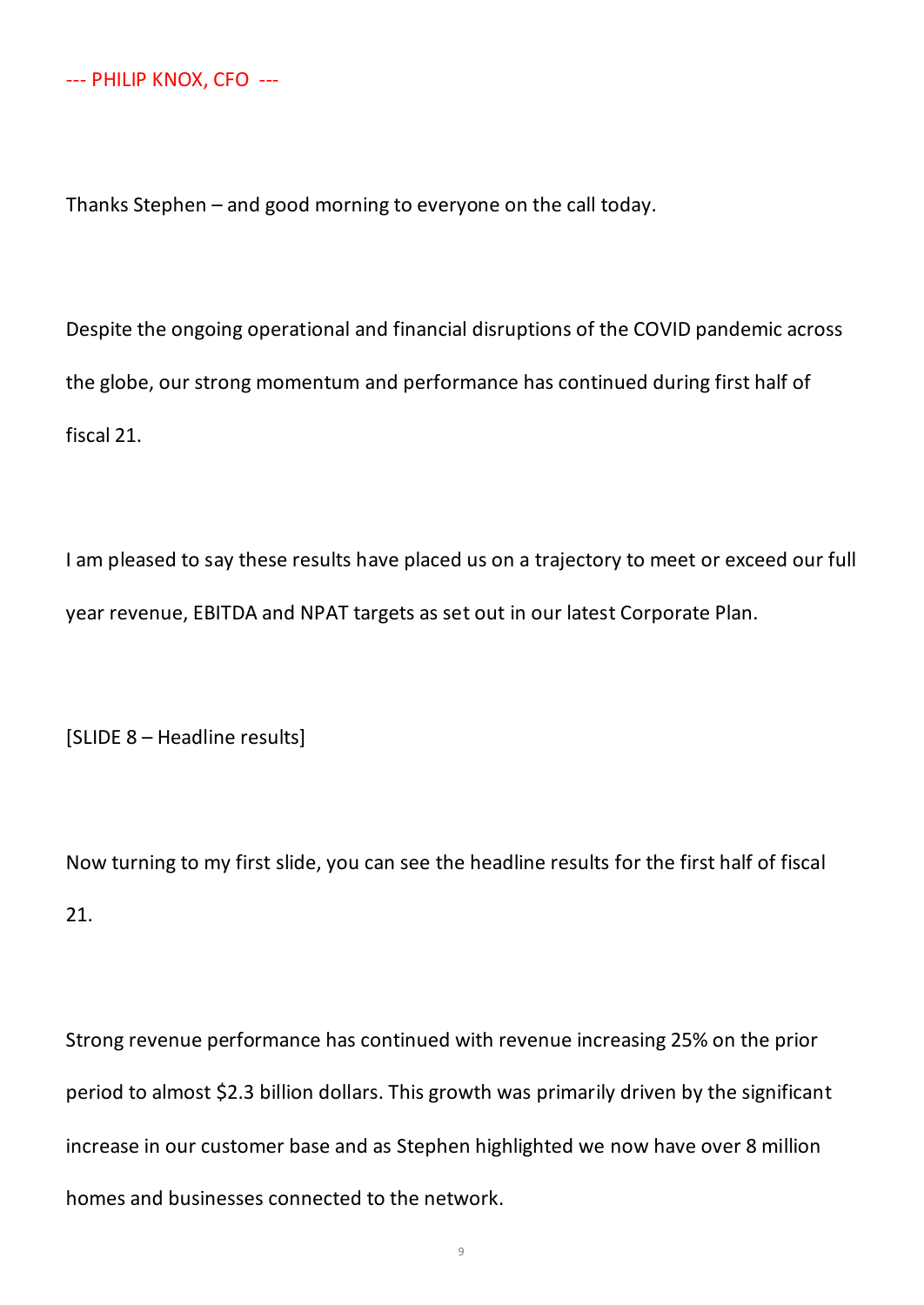--- PHILIP KNOX, CFO ---

Thanks Stephen – and good morning to everyone on the call today.

Despite the ongoing operational and financial disruptions of the COVID pandemic across the globe, our strong momentum and performance has continued during first half of fiscal 21.

I am pleased to say these results have placed us on a trajectory to meet or exceed our full year revenue, EBITDA and NPAT targets as set out in our latest Corporate Plan.

[SLIDE 8 – Headline results]

Now turning to my first slide, you can see the headline results for the first half of fiscal 21.

Strong revenue performance has continued with revenue increasing 25% on the prior period to almost $2.3 billion dollars. This growth was primarily driven by the significant increase in our customer base and as Stephen highlighted we now have over 8 million homes and businesses connected to the network.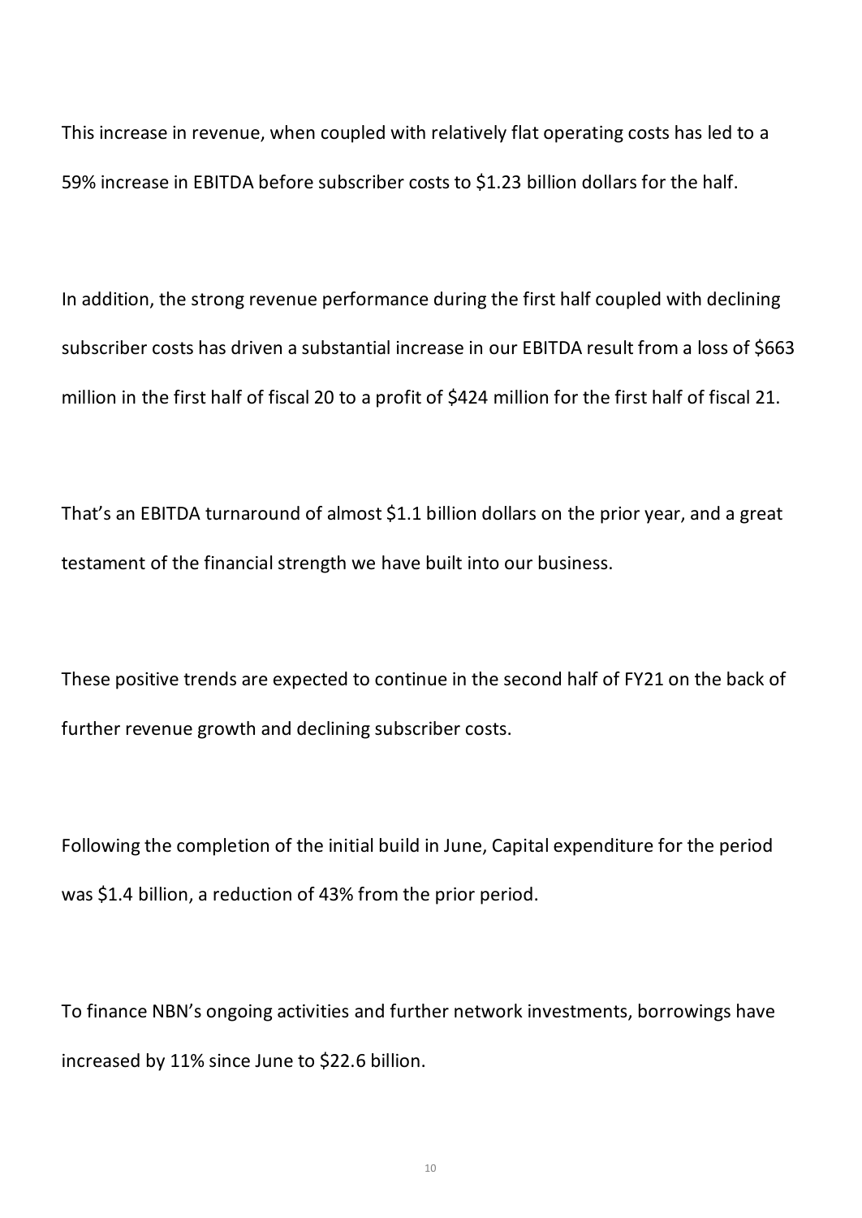This increase in revenue, when coupled with relatively flat operating costs has led to a 59% increase in EBITDA before subscriber costs to $1.23 billion dollars for the half.

In addition, the strong revenue performance during the first half coupled with declining subscriber costs has driven a substantial increase in our EBITDA result from a loss of $663 million in the first half of fiscal 20 to a profit of $424 million for the first half of fiscal 21.

That's an EBITDA turnaround of almost $1.1 billion dollars on the prior year, and a great testament of the financial strength we have built into our business.

These positive trends are expected to continue in the second half of FY21 on the back of further revenue growth and declining subscriber costs.

Following the completion of the initial build in June, Capital expenditure for the period was $1.4 billion, a reduction of 43% from the prior period.

To finance NBN's ongoing activities and further network investments, borrowings have increased by 11% since June to $22.6 billion.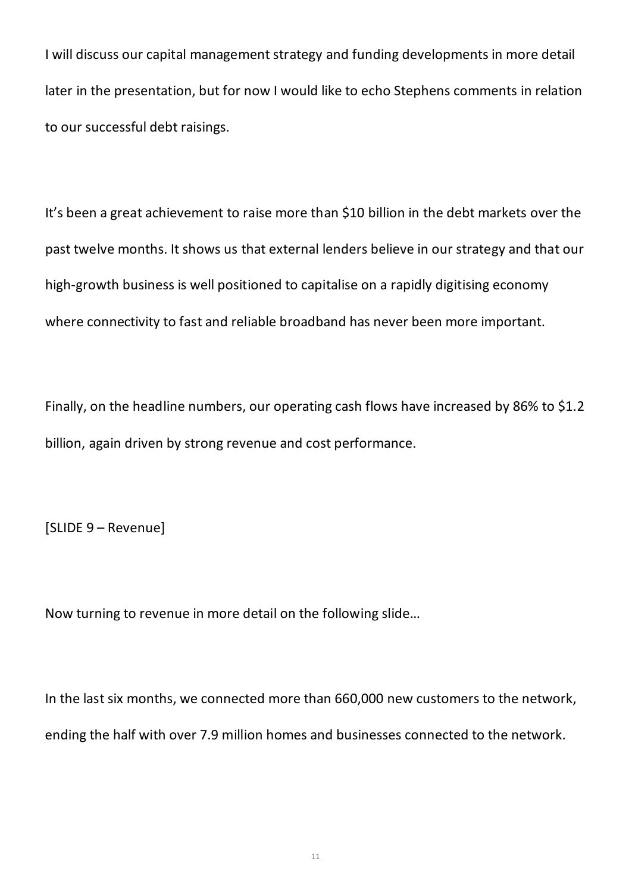I will discuss our capital management strategy and funding developments in more detail later in the presentation, but for now I would like to echo Stephens comments in relation to our successful debt raisings.

It's been a great achievement to raise more than $10 billion in the debt markets over the past twelve months. It shows us that external lenders believe in our strategy and that our high-growth business is well positioned to capitalise on a rapidly digitising economy where connectivity to fast and reliable broadband has never been more important.

Finally, on the headline numbers, our operating cash flows have increased by 86% to $1.2 billion, again driven by strong revenue and cost performance.

[SLIDE 9 – Revenue]

Now turning to revenue in more detail on the following slide…

In the last six months, we connected more than 660,000 new customers to the network, ending the half with over 7.9 million homes and businesses connected to the network.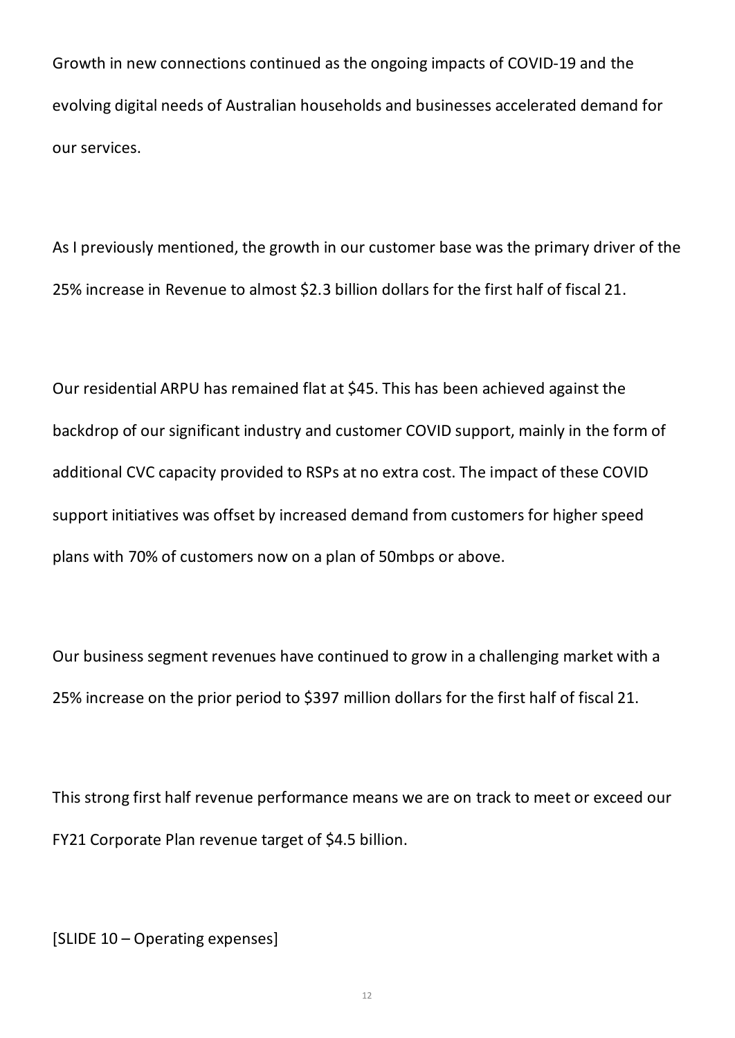Growth in new connections continued as the ongoing impacts of COVID-19 and the evolving digital needs of Australian households and businesses accelerated demand for our services.

As I previously mentioned, the growth in our customer base was the primary driver of the 25% increase in Revenue to almost $2.3 billion dollars for the first half of fiscal 21.

Our residential ARPU has remained flat at $45. This has been achieved against the backdrop of our significant industry and customer COVID support, mainly in the form of additional CVC capacity provided to RSPs at no extra cost. The impact of these COVID support initiatives was offset by increased demand from customers for higher speed plans with 70% of customers now on a plan of 50mbps or above.

Our business segment revenues have continued to grow in a challenging market with a 25% increase on the prior period to $397 million dollars for the first half of fiscal 21.

This strong first half revenue performance means we are on track to meet or exceed our FY21 Corporate Plan revenue target of $4.5 billion.

[SLIDE 10 – Operating expenses]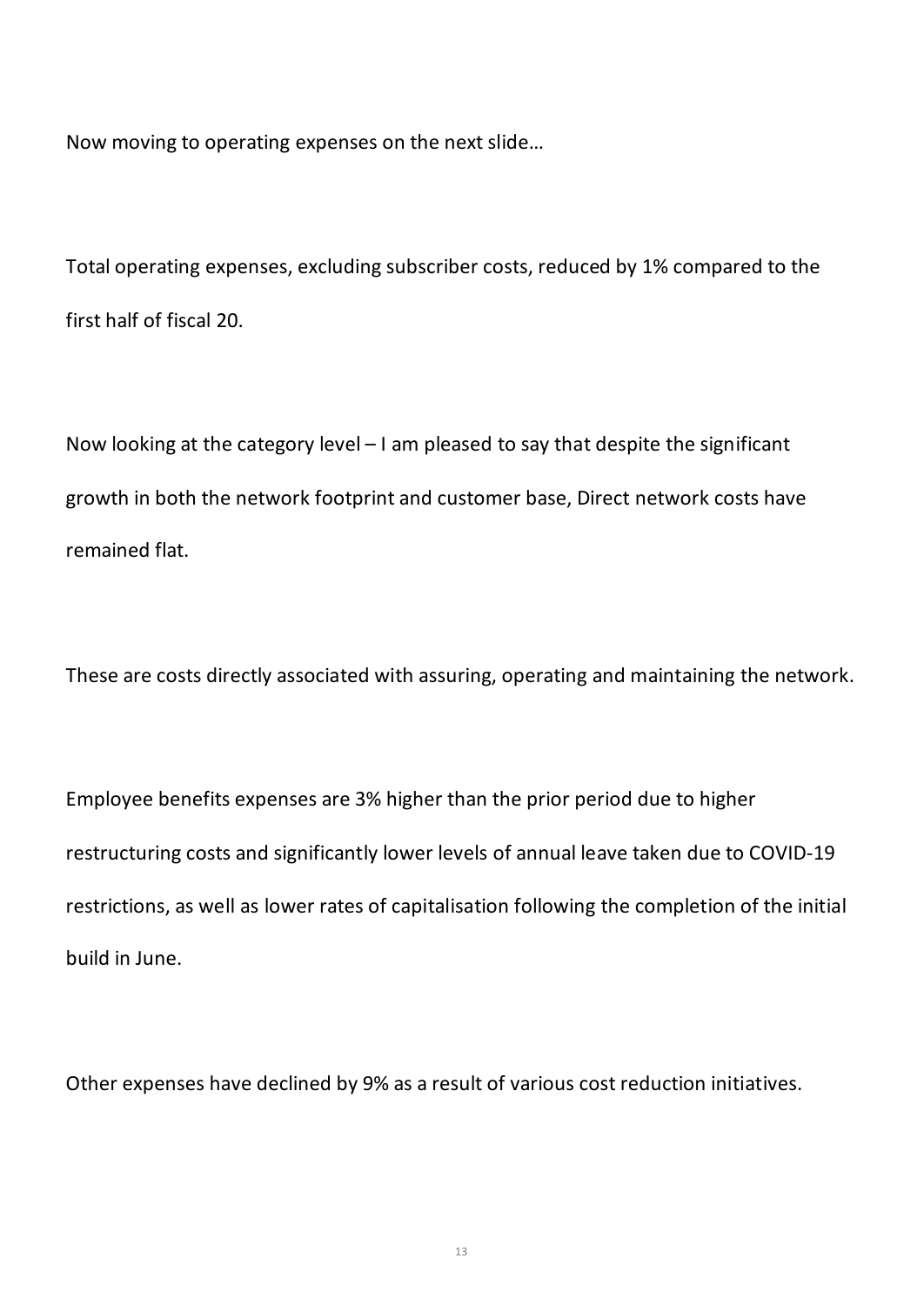Now moving to operating expenses on the next slide…

Total operating expenses, excluding subscriber costs, reduced by 1% compared to the first half of fiscal 20.

Now looking at the category level – I am pleased to say that despite the significant growth in both the network footprint and customer base, Direct network costs have remained flat.

These are costs directly associated with assuring, operating and maintaining the network.

Employee benefits expenses are 3% higher than the prior period due to higher restructuring costs and significantly lower levels of annual leave taken due to COVID-19 restrictions, as well as lower rates of capitalisation following the completion of the initial build in June.

Other expenses have declined by 9% as a result of various cost reduction initiatives.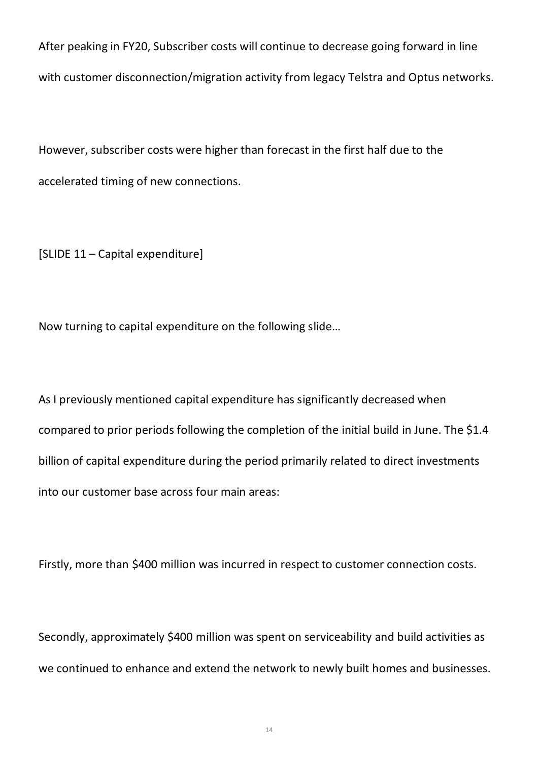After peaking in FY20, Subscriber costs will continue to decrease going forward in line with customer disconnection/migration activity from legacy Telstra and Optus networks.

However, subscriber costs were higher than forecast in the first half due to the accelerated timing of new connections.

[SLIDE 11 – Capital expenditure]

Now turning to capital expenditure on the following slide…

As I previously mentioned capital expenditure has significantly decreased when compared to prior periods following the completion of the initial build in June. The $1.4 billion of capital expenditure during the period primarily related to direct investments into our customer base across four main areas:

Firstly, more than $400 million was incurred in respect to customer connection costs.

Secondly, approximately $400 million was spent on serviceability and build activities as we continued to enhance and extend the network to newly built homes and businesses.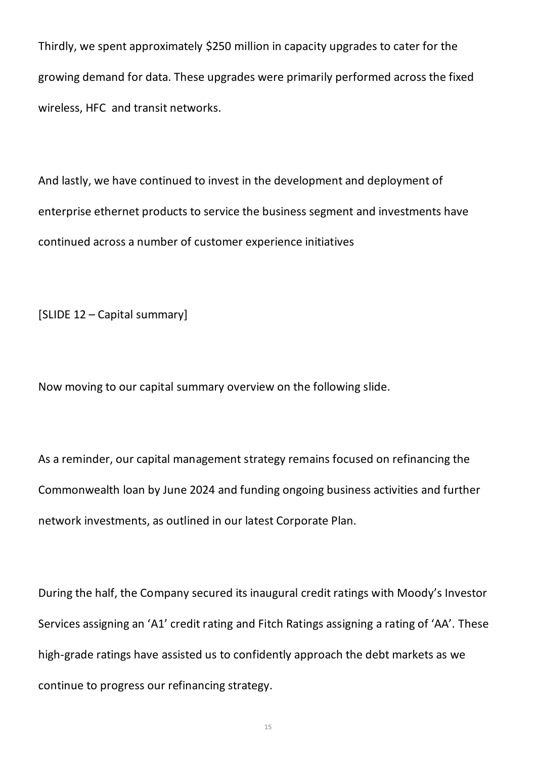Thirdly, we spent approximately $250 million in capacity upgrades to cater for the growing demand for data. These upgrades were primarily performed across the fixed wireless, HFC and transit networks.

And lastly, we have continued to invest in the development and deployment of enterprise ethernet products to service the business segment and investments have continued across a number of customer experience initiatives

[SLIDE 12 – Capital summary]

Now moving to our capital summary overview on the following slide.

As a reminder, our capital management strategy remains focused on refinancing the Commonwealth loan by June 2024 and funding ongoing business activities and further network investments, as outlined in our latest Corporate Plan.

During the half, the Company secured its inaugural credit ratings with Moody's Investor Services assigning an 'A1' credit rating and Fitch Ratings assigning a rating of 'AA'. These high-grade ratings have assisted us to confidently approach the debt markets as we continue to progress our refinancing strategy.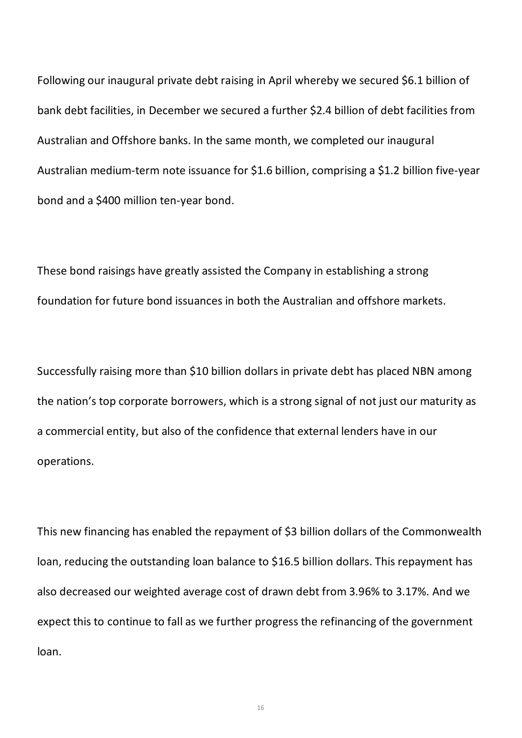Following our inaugural private debt raising in April whereby we secured $6.1 billion of bank debt facilities, in December we secured a further $2.4 billion of debt facilities from Australian and Offshore banks. In the same month, we completed our inaugural Australian medium-term note issuance for $1.6 billion, comprising a $1.2 billion five-year bond and a $400 million ten-year bond.

These bond raisings have greatly assisted the Company in establishing a strong foundation for future bond issuances in both the Australian and offshore markets.

Successfully raising more than $10 billion dollars in private debt has placed NBN among the nation's top corporate borrowers, which is a strong signal of not just our maturity as a commercial entity, but also of the confidence that external lenders have in our operations.

This new financing has enabled the repayment of $3 billion dollars of the Commonwealth loan, reducing the outstanding loan balance to $16.5 billion dollars. This repayment has also decreased our weighted average cost of drawn debt from 3.96% to 3.17%. And we expect this to continue to fall as we further progress the refinancing of the government loan.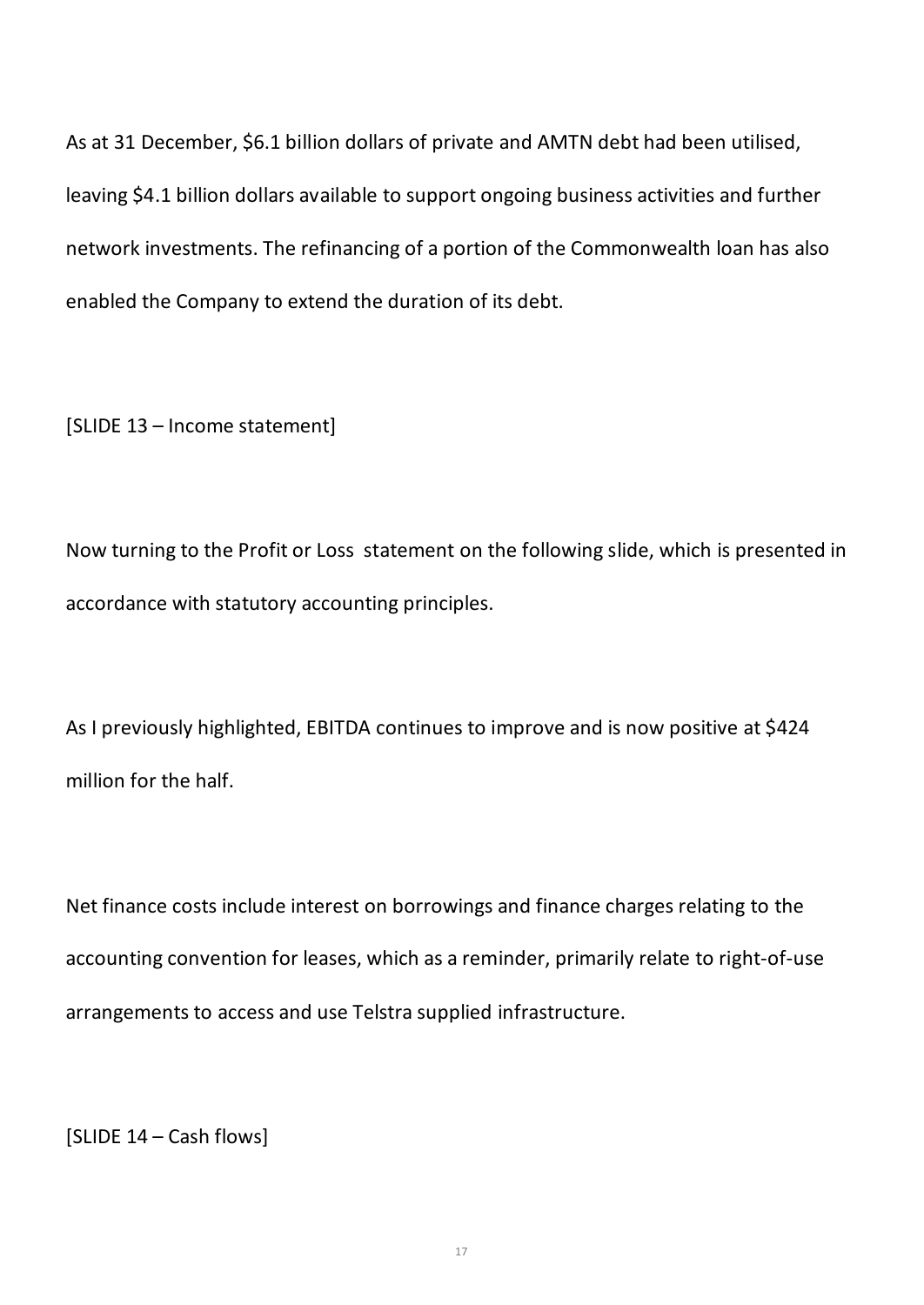As at 31 December, $6.1 billion dollars of private and AMTN debt had been utilised, leaving $4.1 billion dollars available to support ongoing business activities and further network investments. The refinancing of a portion of the Commonwealth loan has also enabled the Company to extend the duration of its debt.

[SLIDE 13 – Income statement]

Now turning to the Profit or Loss statement on the following slide, which is presented in accordance with statutory accounting principles.

As I previously highlighted, EBITDA continues to improve and is now positive at $424 million for the half.

Net finance costs include interest on borrowings and finance charges relating to the accounting convention for leases, which as a reminder, primarily relate to right-of-use arrangements to access and use Telstra supplied infrastructure.

[SLIDE 14 – Cash flows]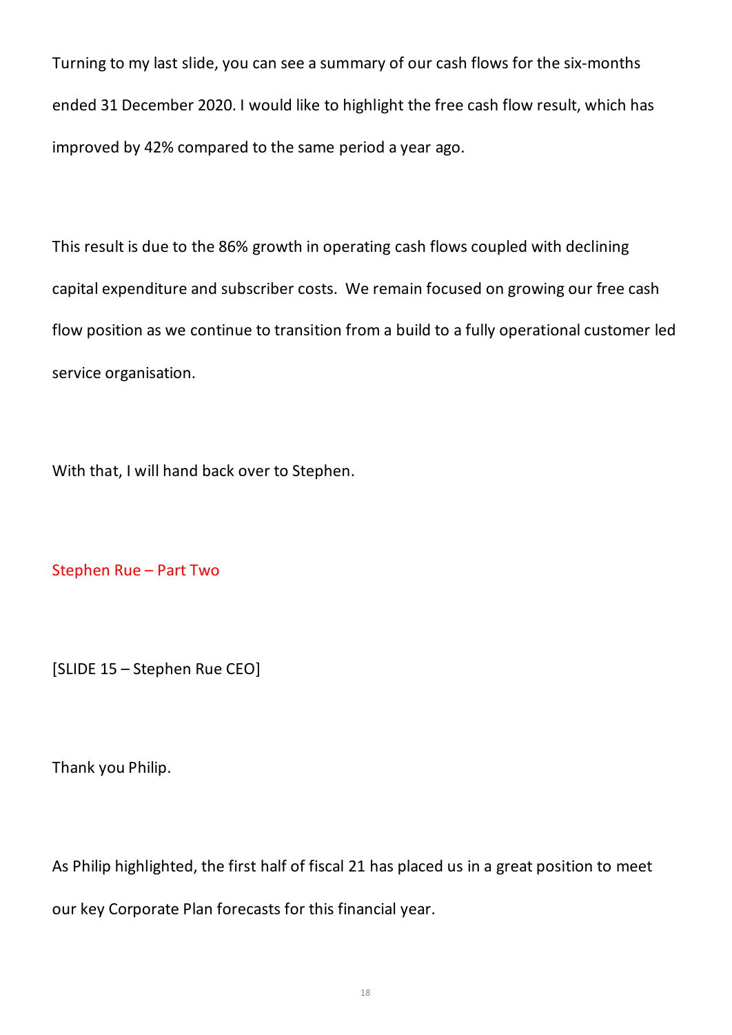Turning to my last slide, you can see a summary of our cash flows for the six-months ended 31 December 2020. I would like to highlight the free cash flow result, which has improved by 42% compared to the same period a year ago.

This result is due to the 86% growth in operating cash flows coupled with declining capital expenditure and subscriber costs. We remain focused on growing our free cash flow position as we continue to transition from a build to a fully operational customer led service organisation.

With that, I will hand back over to Stephen.

## Stephen Rue – Part Two

[SLIDE 15 – Stephen Rue CEO]

Thank you Philip.

As Philip highlighted, the first half of fiscal 21 has placed us in a great position to meet our key Corporate Plan forecasts for this financial year.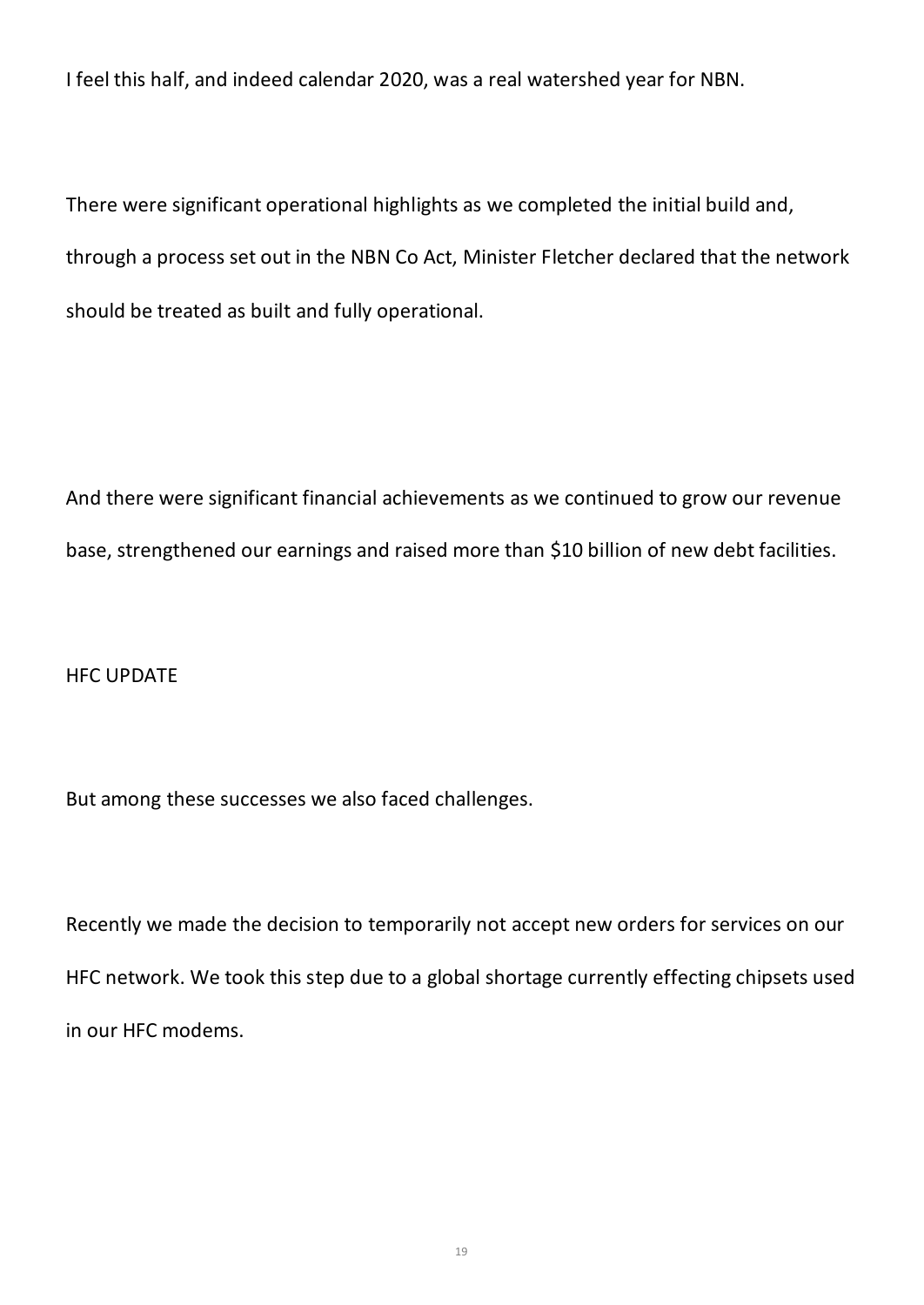I feel this half, and indeed calendar 2020, was a real watershed year for NBN.

There were significant operational highlights as we completed the initial build and, through a process set out in the NBN Co Act, Minister Fletcher declared that the network should be treated as built and fully operational.

And there were significant financial achievements as we continued to grow our revenue base, strengthened our earnings and raised more than $10 billion of new debt facilities.

## HFC UPDATE

But among these successes we also faced challenges.

Recently we made the decision to temporarily not accept new orders for services on our HFC network. We took this step due to a global shortage currently effecting chipsets used in our HFC modems.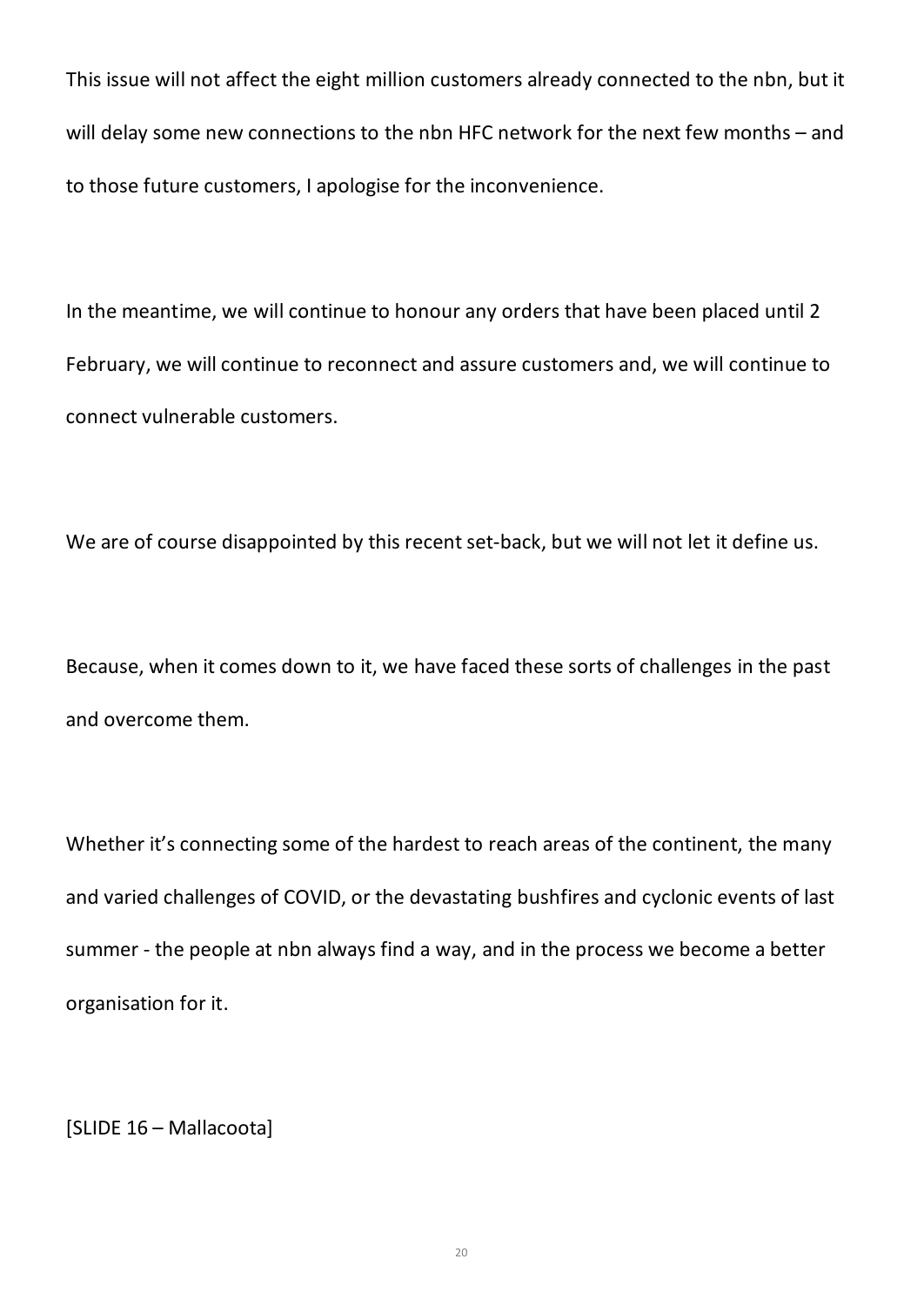This issue will not affect the eight million customers already connected to the nbn, but it will delay some new connections to the nbn HFC network for the next few months – and to those future customers, I apologise for the inconvenience.

In the meantime, we will continue to honour any orders that have been placed until 2 February, we will continue to reconnect and assure customers and, we will continue to connect vulnerable customers.

We are of course disappointed by this recent set-back, but we will not let it define us.

Because, when it comes down to it, we have faced these sorts of challenges in the past and overcome them.

Whether it's connecting some of the hardest to reach areas of the continent, the many and varied challenges of COVID, or the devastating bushfires and cyclonic events of last summer - the people at nbn always find a way, and in the process we become a better organisation for it.

[SLIDE 16 – Mallacoota]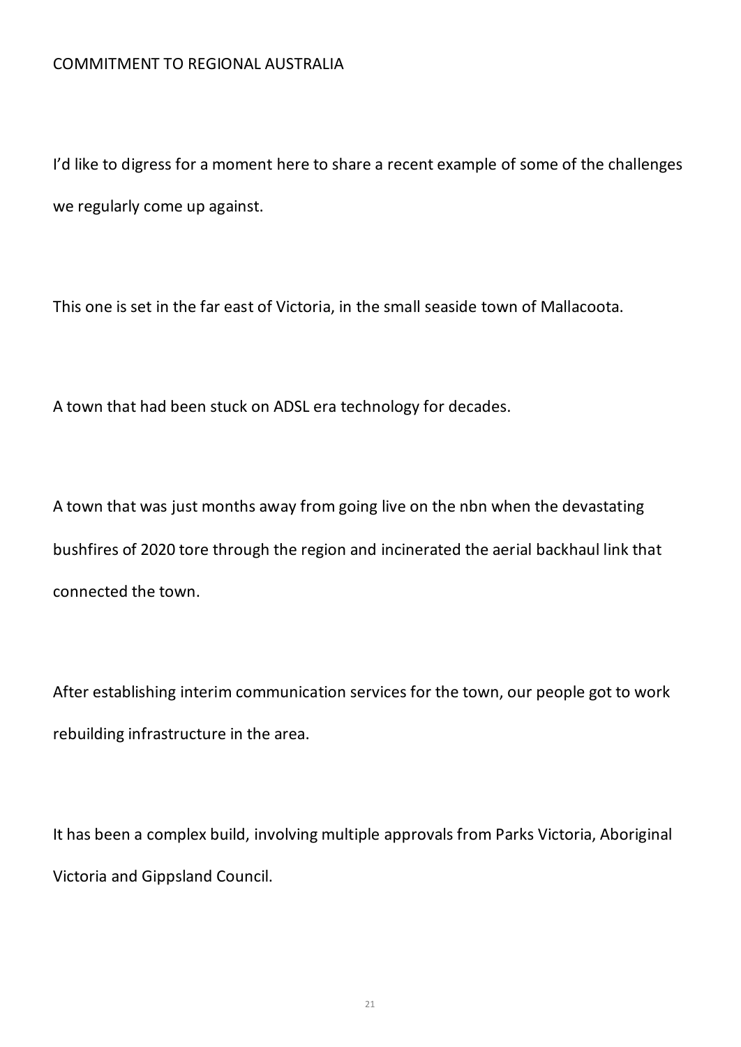COMMITMENT TO REGIONAL AUSTRALIA

I'd like to digress for a moment here to share a recent example of some of the challenges we regularly come up against.

This one is set in the far east of Victoria, in the small seaside town of Mallacoota.

A town that had been stuck on ADSL era technology for decades.

A town that was just months away from going live on the nbn when the devastating bushfires of 2020 tore through the region and incinerated the aerial backhaul link that connected the town.

After establishing interim communication services for the town, our people got to work rebuilding infrastructure in the area.

It has been a complex build, involving multiple approvals from Parks Victoria, Aboriginal Victoria and Gippsland Council.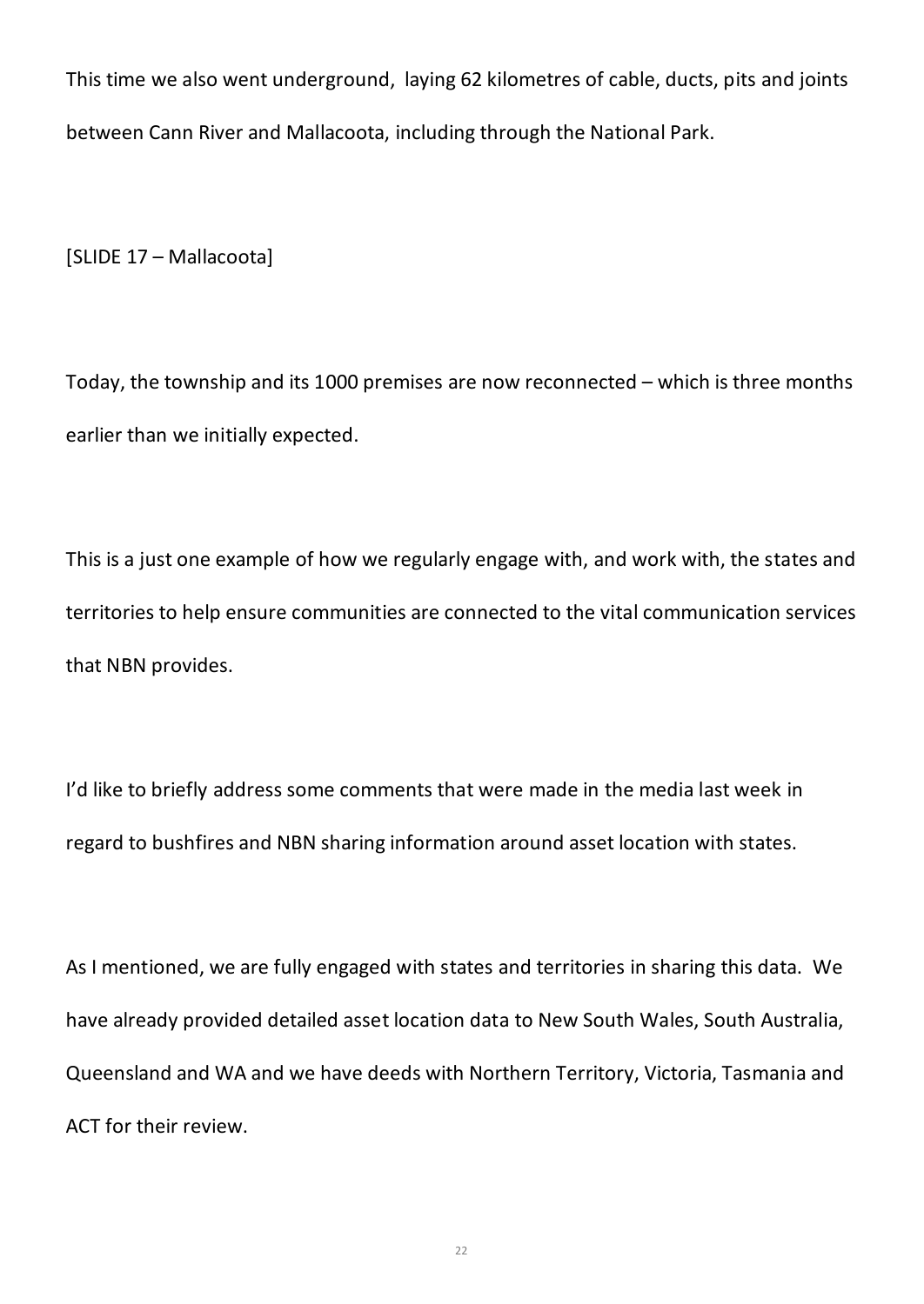This time we also went underground, laying 62 kilometres of cable, ducts, pits and joints between Cann River and Mallacoota, including through the National Park.

[SLIDE 17 – Mallacoota]

Today, the township and its 1000 premises are now reconnected – which is three months earlier than we initially expected.

This is a just one example of how we regularly engage with, and work with, the states and territories to help ensure communities are connected to the vital communication services that NBN provides.

I'd like to briefly address some comments that were made in the media last week in regard to bushfires and NBN sharing information around asset location with states.

As I mentioned, we are fully engaged with states and territories in sharing this data. We have already provided detailed asset location data to New South Wales, South Australia, Queensland and WA and we have deeds with Northern Territory, Victoria, Tasmania and ACT for their review.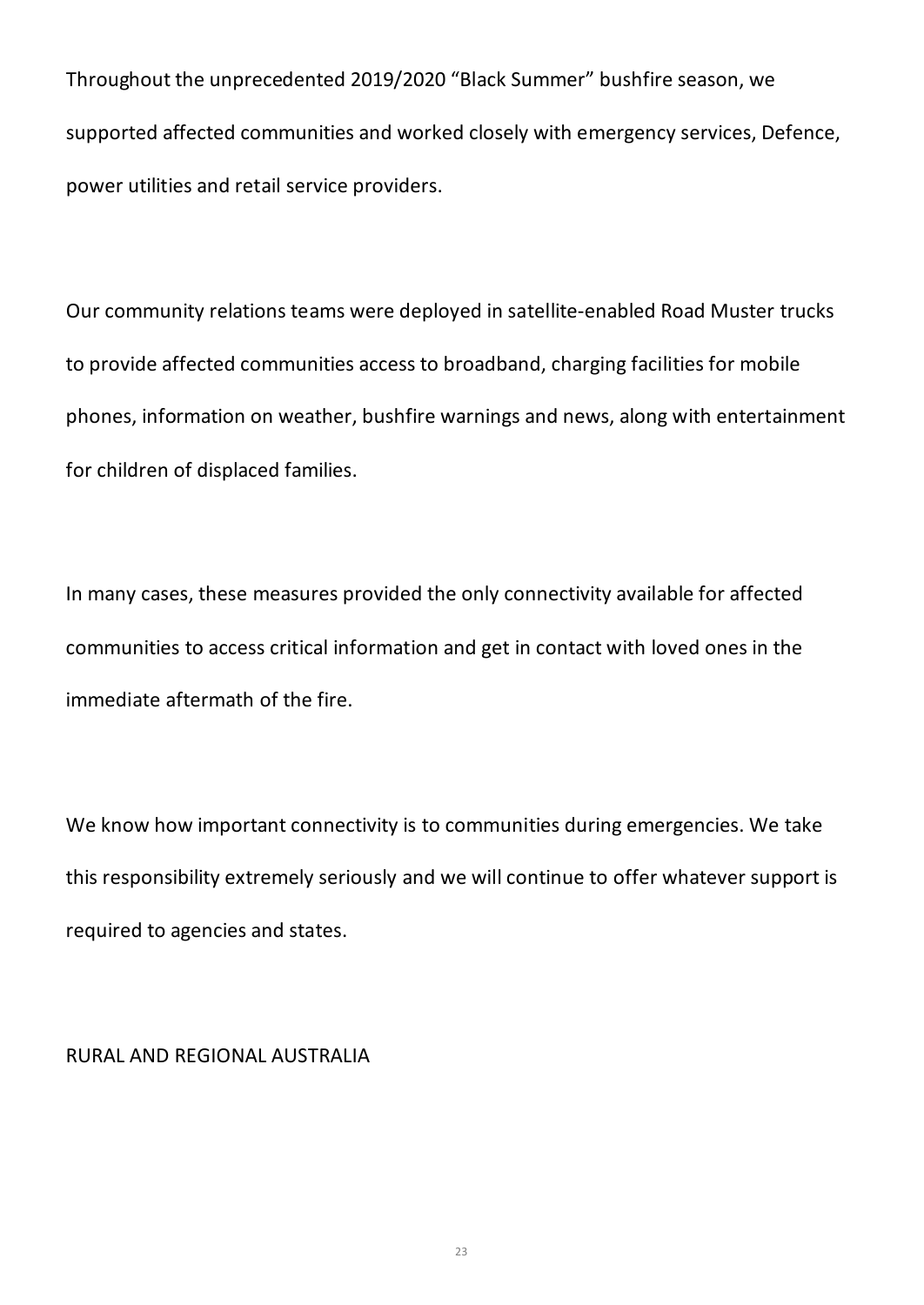Throughout the unprecedented 2019/2020 “Black Summer” bushfire season, we supported affected communities and worked closely with emergency services, Defence, power utilities and retail service providers.

Our community relations teams were deployed in satellite-enabled Road Muster trucks to provide affected communities access to broadband, charging facilities for mobile phones, information on weather, bushfire warnings and news, along with entertainment for children of displaced families.

In many cases, these measures provided the only connectivity available for affected communities to access critical information and get in contact with loved ones in the immediate aftermath of the fire.

We know how important connectivity is to communities during emergencies. We take this responsibility extremely seriously and we will continue to offer whatever support is required to agencies and states.

## RURAL AND REGIONAL AUSTRALIA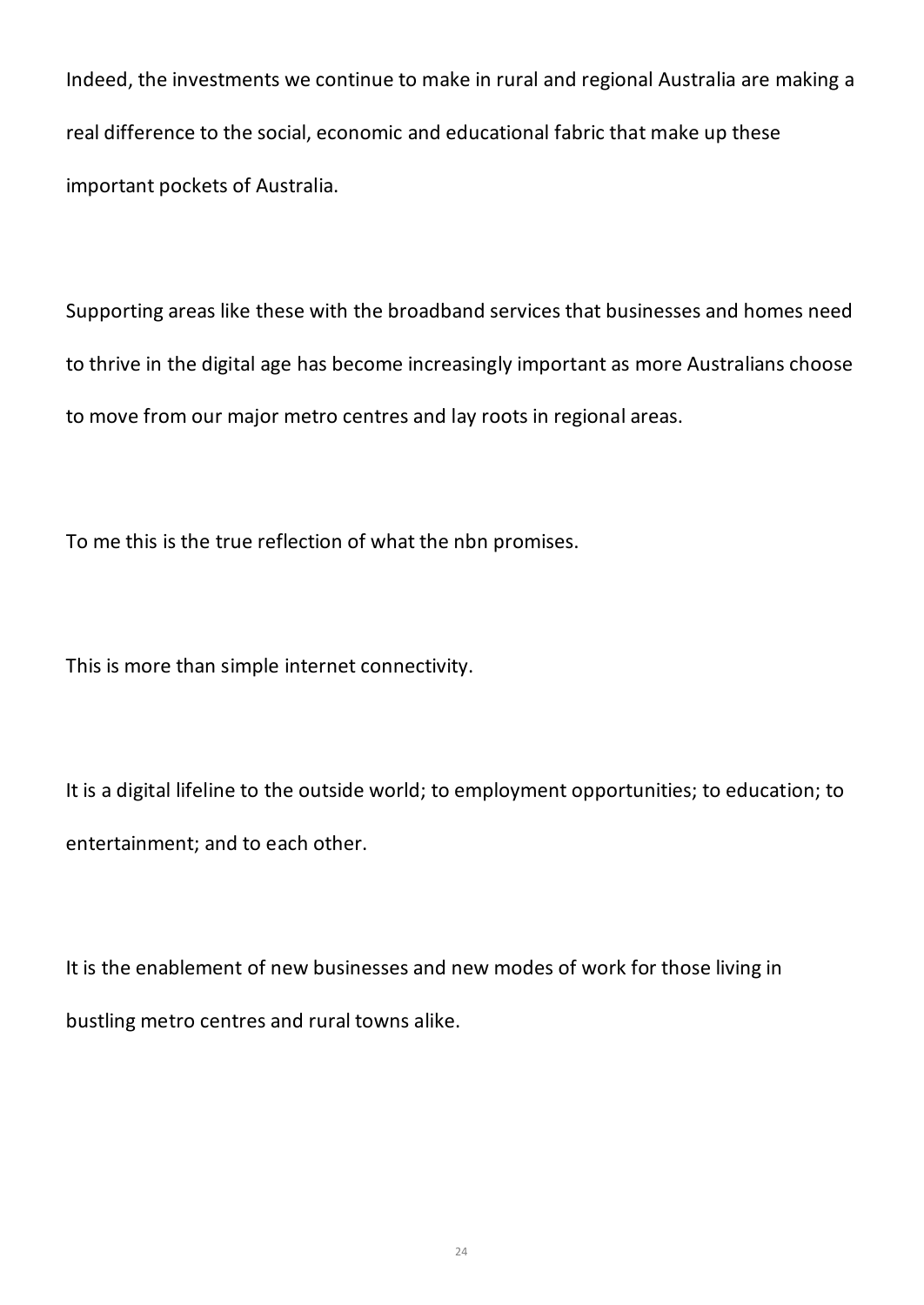Indeed, the investments we continue to make in rural and regional Australia are making a real difference to the social, economic and educational fabric that make up these important pockets of Australia.

Supporting areas like these with the broadband services that businesses and homes need to thrive in the digital age has become increasingly important as more Australians choose to move from our major metro centres and lay roots in regional areas.

To me this is the true reflection of what the nbn promises.

This is more than simple internet connectivity.

It is a digital lifeline to the outside world; to employment opportunities; to education; to entertainment; and to each other.

It is the enablement of new businesses and new modes of work for those living in bustling metro centres and rural towns alike.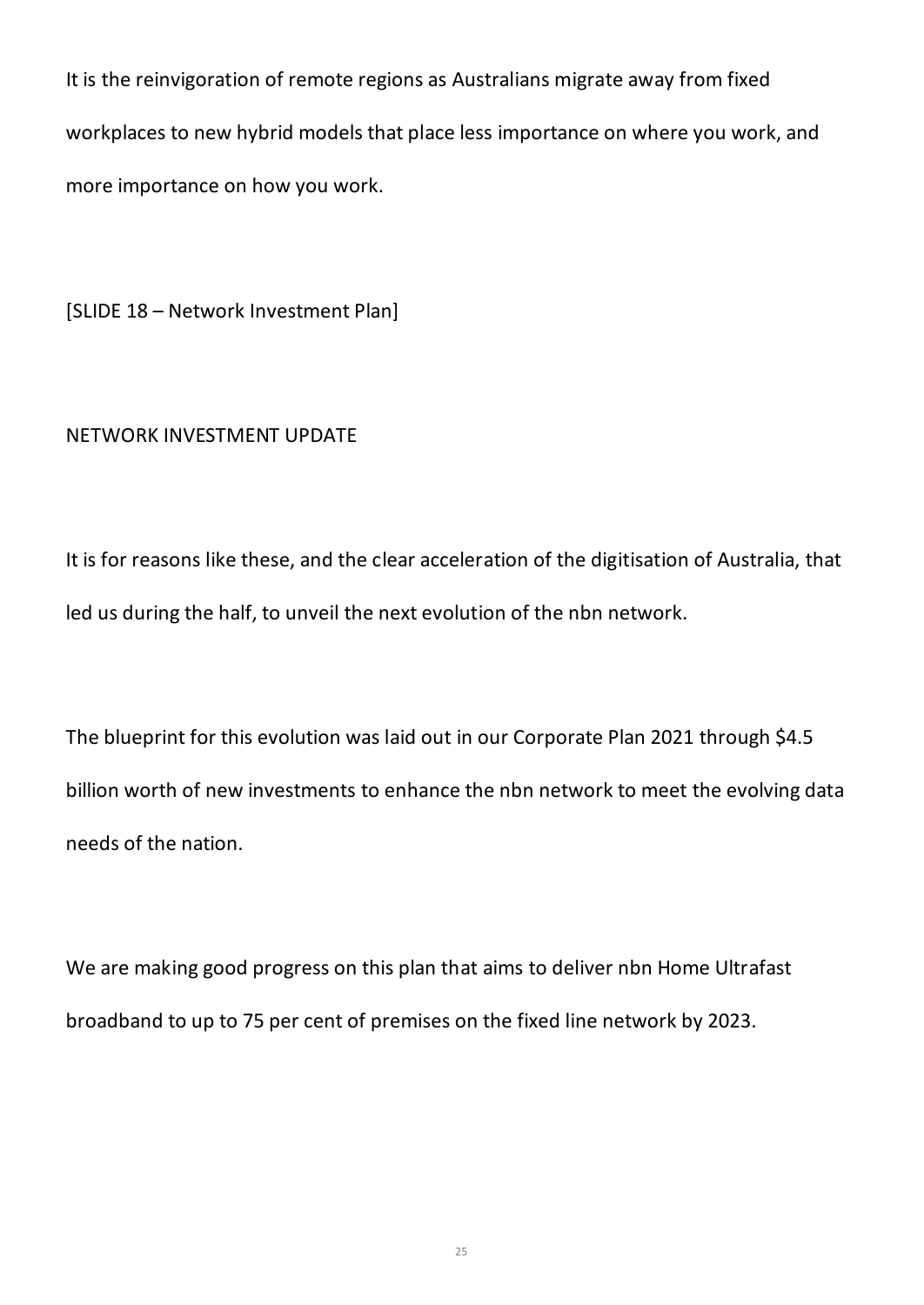It is the reinvigoration of remote regions as Australians migrate away from fixed workplaces to new hybrid models that place less importance on where you work, and more importance on how you work.

[SLIDE 18 – Network Investment Plan]

NETWORK INVESTMENT UPDATE

It is for reasons like these, and the clear acceleration of the digitisation of Australia, that led us during the half, to unveil the next evolution of the nbn network.

The blueprint for this evolution was laid out in our Corporate Plan 2021 through $4.5 billion worth of new investments to enhance the nbn network to meet the evolving data needs of the nation.

We are making good progress on this plan that aims to deliver nbn Home Ultrafast broadband to up to 75 per cent of premises on the fixed line network by 2023.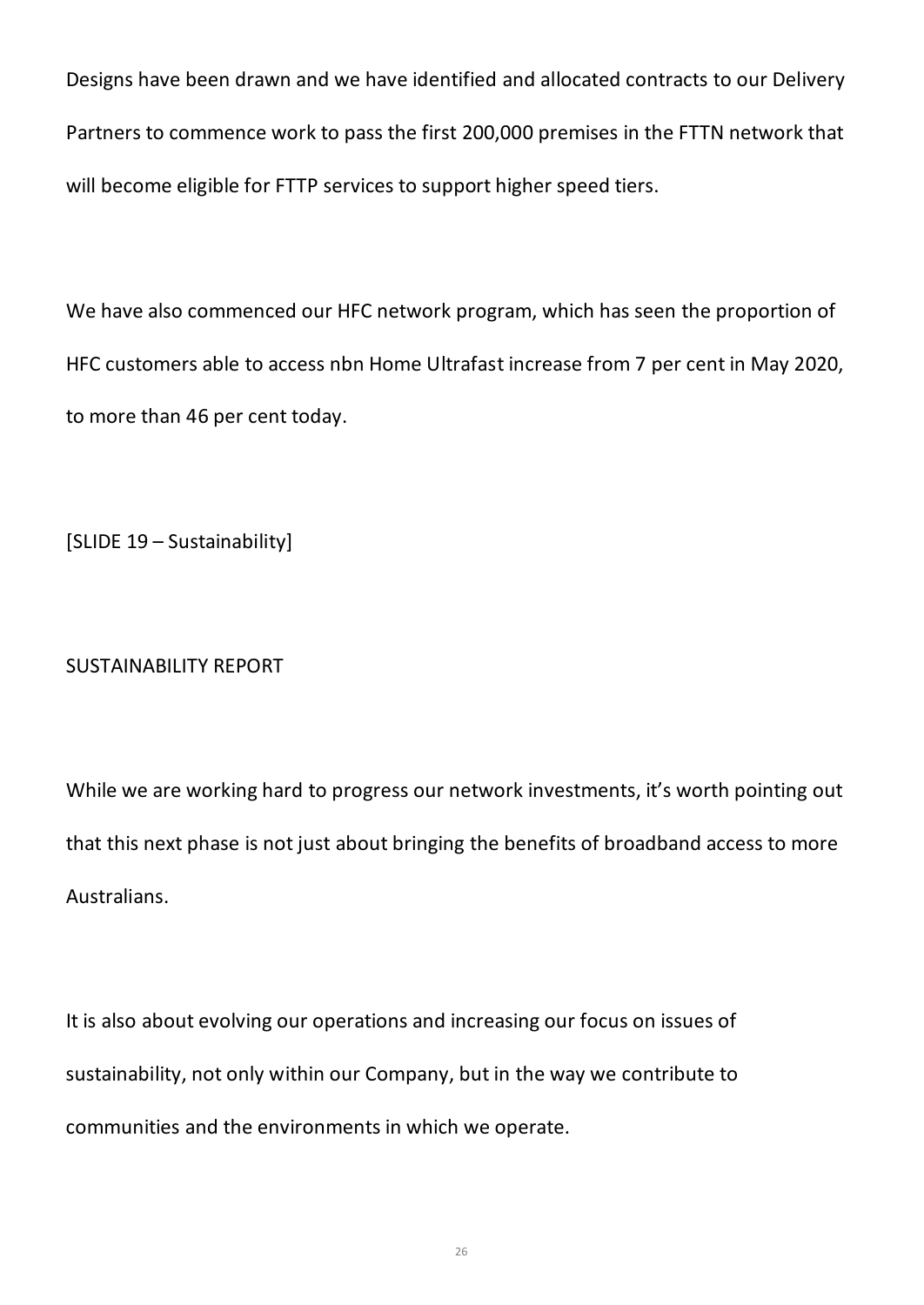Designs have been drawn and we have identified and allocated contracts to our Delivery Partners to commence work to pass the first 200,000 premises in the FTTN network that will become eligible for FTTP services to support higher speed tiers.

We have also commenced our HFC network program, which has seen the proportion of HFC customers able to access nbn Home Ultrafast increase from 7 per cent in May 2020, to more than 46 per cent today.

[SLIDE 19 – Sustainability]

SUSTAINABILITY REPORT

While we are working hard to progress our network investments, it's worth pointing out that this next phase is not just about bringing the benefits of broadband access to more Australians.

It is also about evolving our operations and increasing our focus on issues of sustainability, not only within our Company, but in the way we contribute to communities and the environments in which we operate.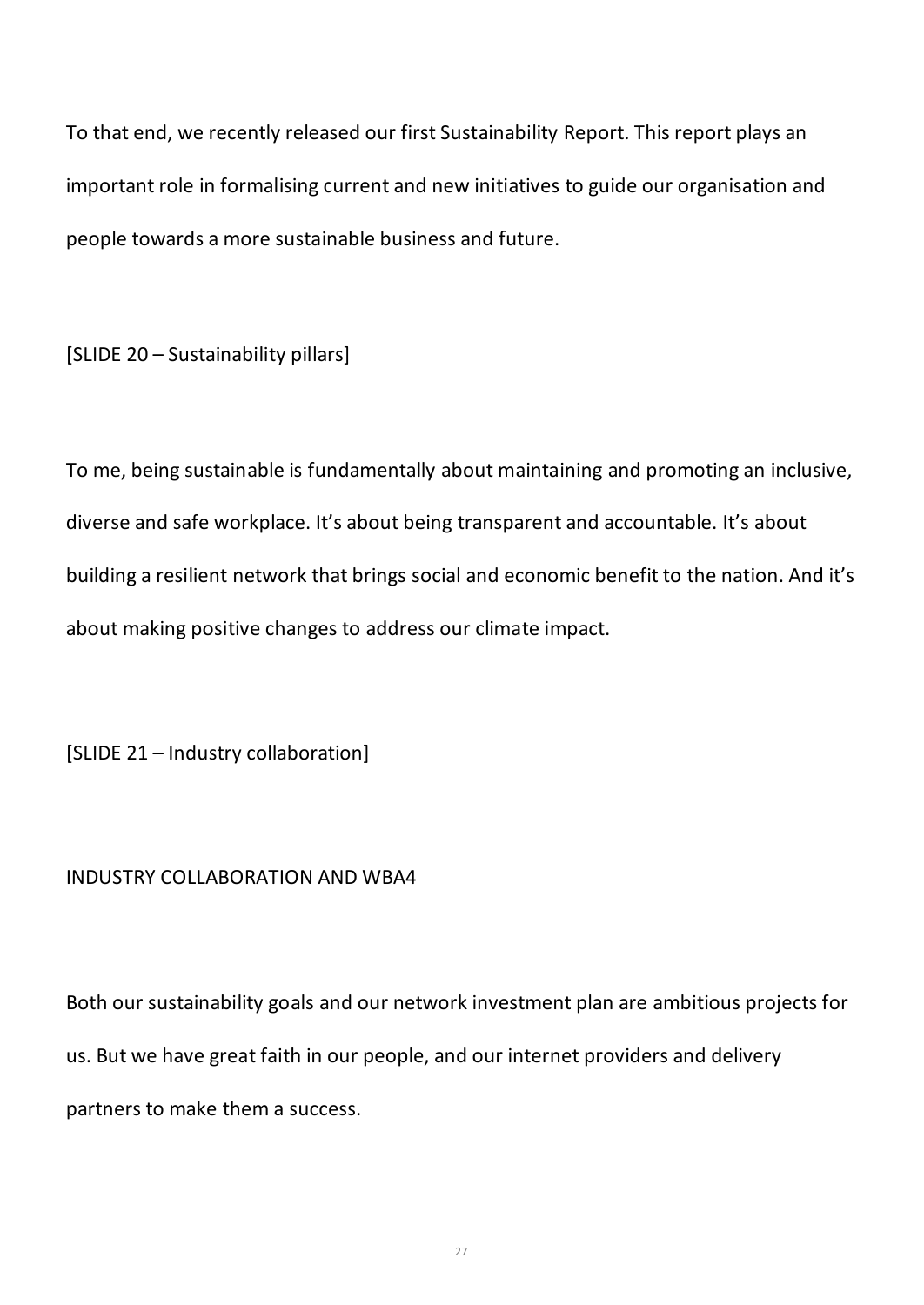To that end, we recently released our first Sustainability Report. This report plays an important role in formalising current and new initiatives to guide our organisation and people towards a more sustainable business and future.

[SLIDE 20 – Sustainability pillars]

To me, being sustainable is fundamentally about maintaining and promoting an inclusive, diverse and safe workplace. It's about being transparent and accountable. It's about building a resilient network that brings social and economic benefit to the nation. And it's about making positive changes to address our climate impact.

[SLIDE 21 – Industry collaboration]

INDUSTRY COLLABORATION AND WBA4

Both our sustainability goals and our network investment plan are ambitious projects for us. But we have great faith in our people, and our internet providers and delivery partners to make them a success.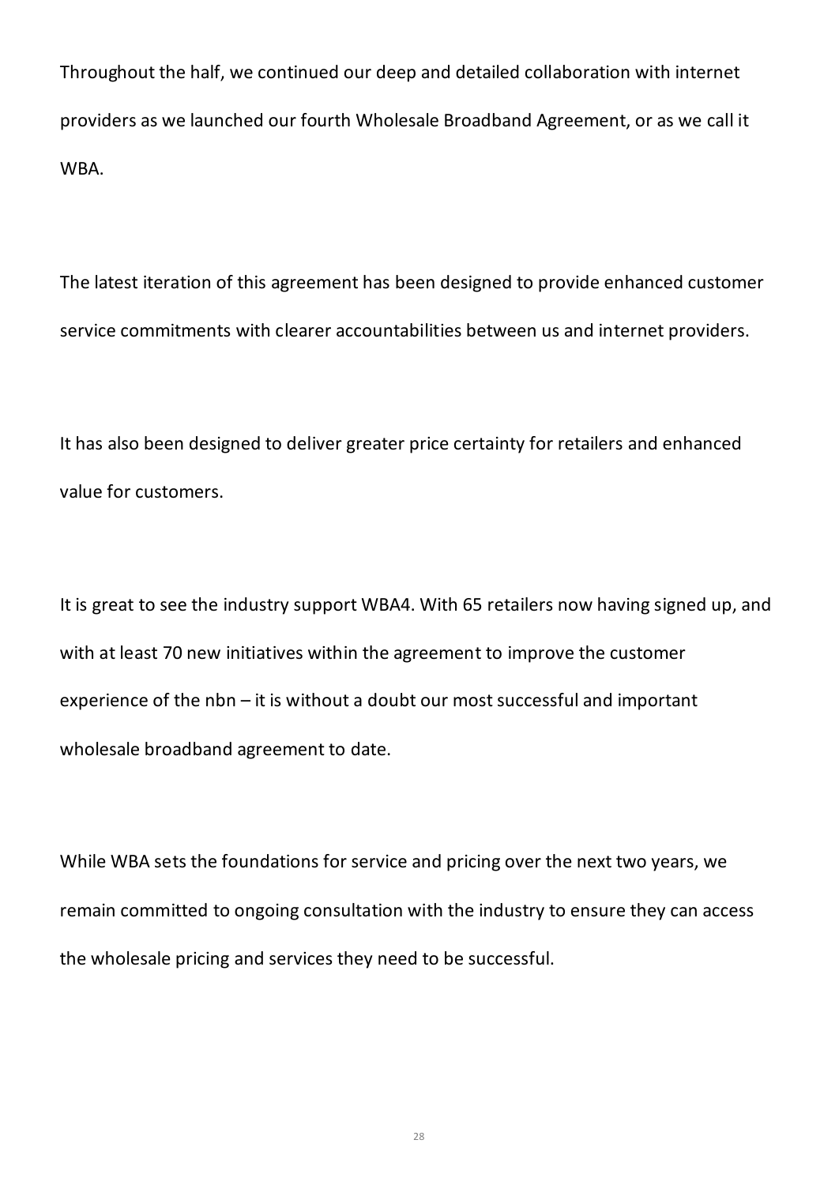Throughout the half, we continued our deep and detailed collaboration with internet providers as we launched our fourth Wholesale Broadband Agreement, or as we call it WBA.

The latest iteration of this agreement has been designed to provide enhanced customer service commitments with clearer accountabilities between us and internet providers.

It has also been designed to deliver greater price certainty for retailers and enhanced value for customers.

It is great to see the industry support WBA4. With 65 retailers now having signed up, and with at least 70 new initiatives within the agreement to improve the customer experience of the nbn – it is without a doubt our most successful and important wholesale broadband agreement to date.

While WBA sets the foundations for service and pricing over the next two years, we remain committed to ongoing consultation with the industry to ensure they can access the wholesale pricing and services they need to be successful.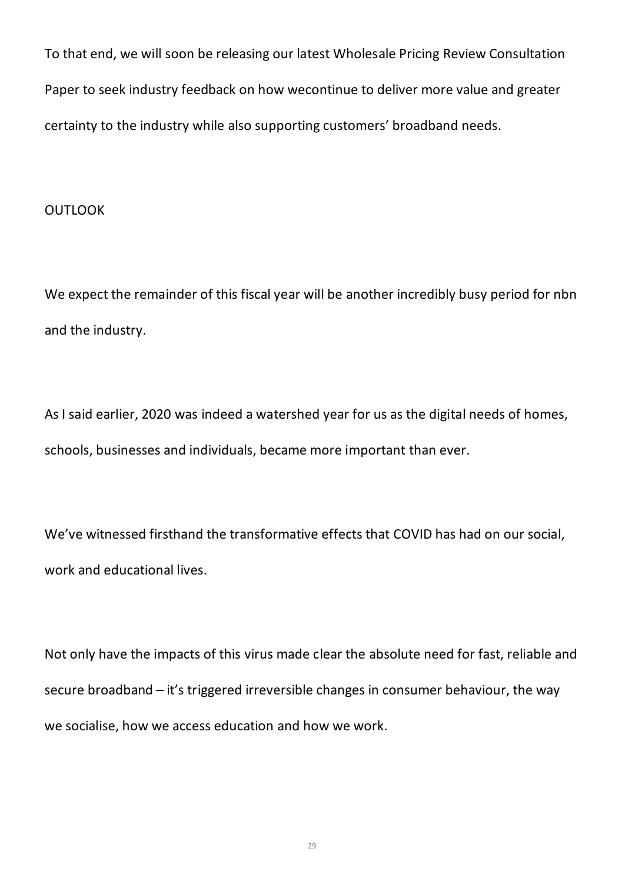To that end, we will soon be releasing our latest Wholesale Pricing Review Consultation Paper to seek industry feedback on how wecontinue to deliver more value and greater certainty to the industry while also supporting customers' broadband needs.

## OUTLOOK

We expect the remainder of this fiscal year will be another incredibly busy period for nbn and the industry.

As I said earlier, 2020 was indeed a watershed year for us as the digital needs of homes, schools, businesses and individuals, became more important than ever.

We've witnessed firsthand the transformative effects that COVID has had on our social, work and educational lives.

Not only have the impacts of this virus made clear the absolute need for fast, reliable and secure broadband – it's triggered irreversible changes in consumer behaviour, the way we socialise, how we access education and how we work.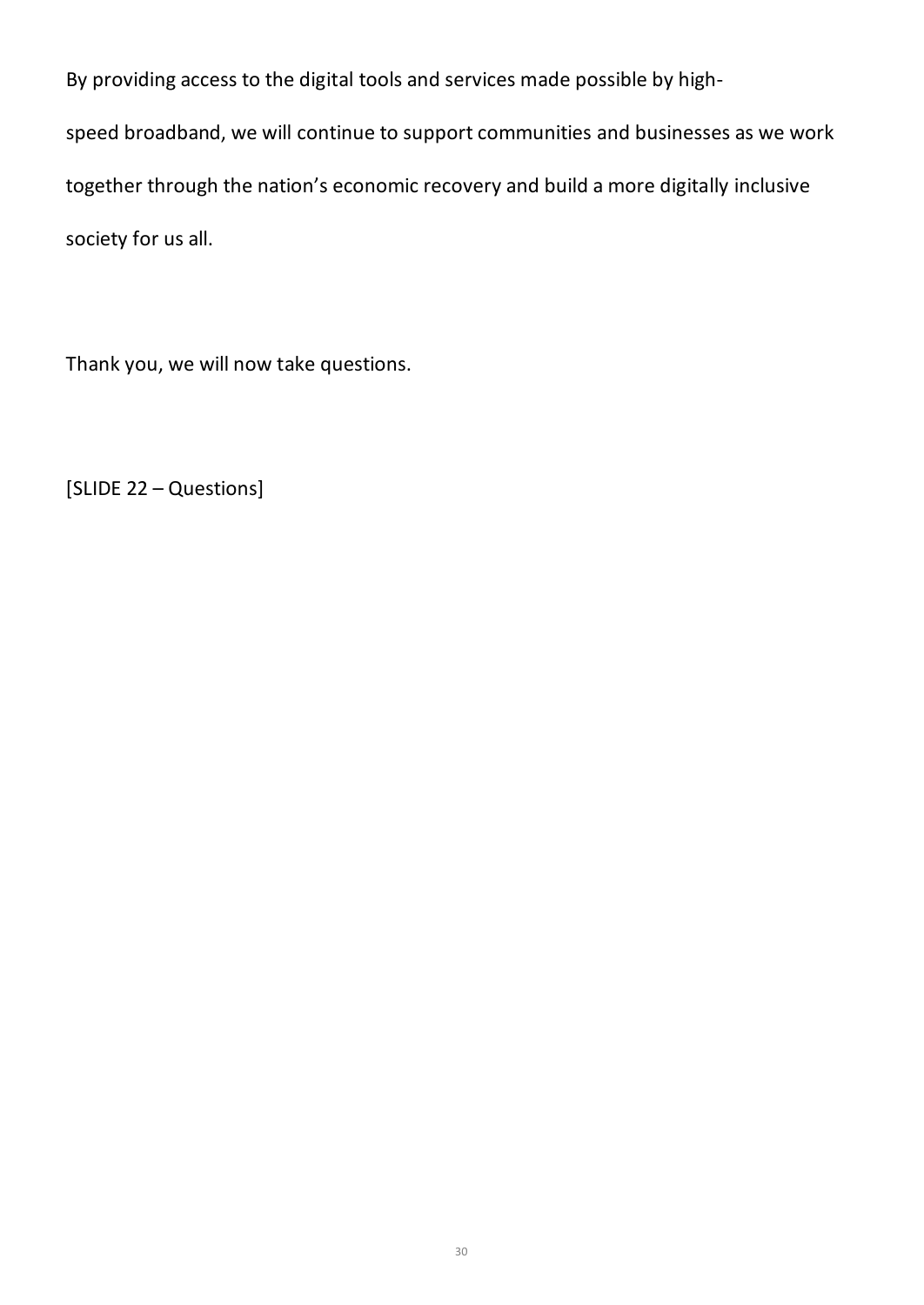By providing access to the digital tools and services made possible by high-speed broadband, we will continue to support communities and businesses as we work together through the nation's economic recovery and build a more digitally inclusive society for us all.

Thank you, we will now take questions.

[SLIDE 22 – Questions]